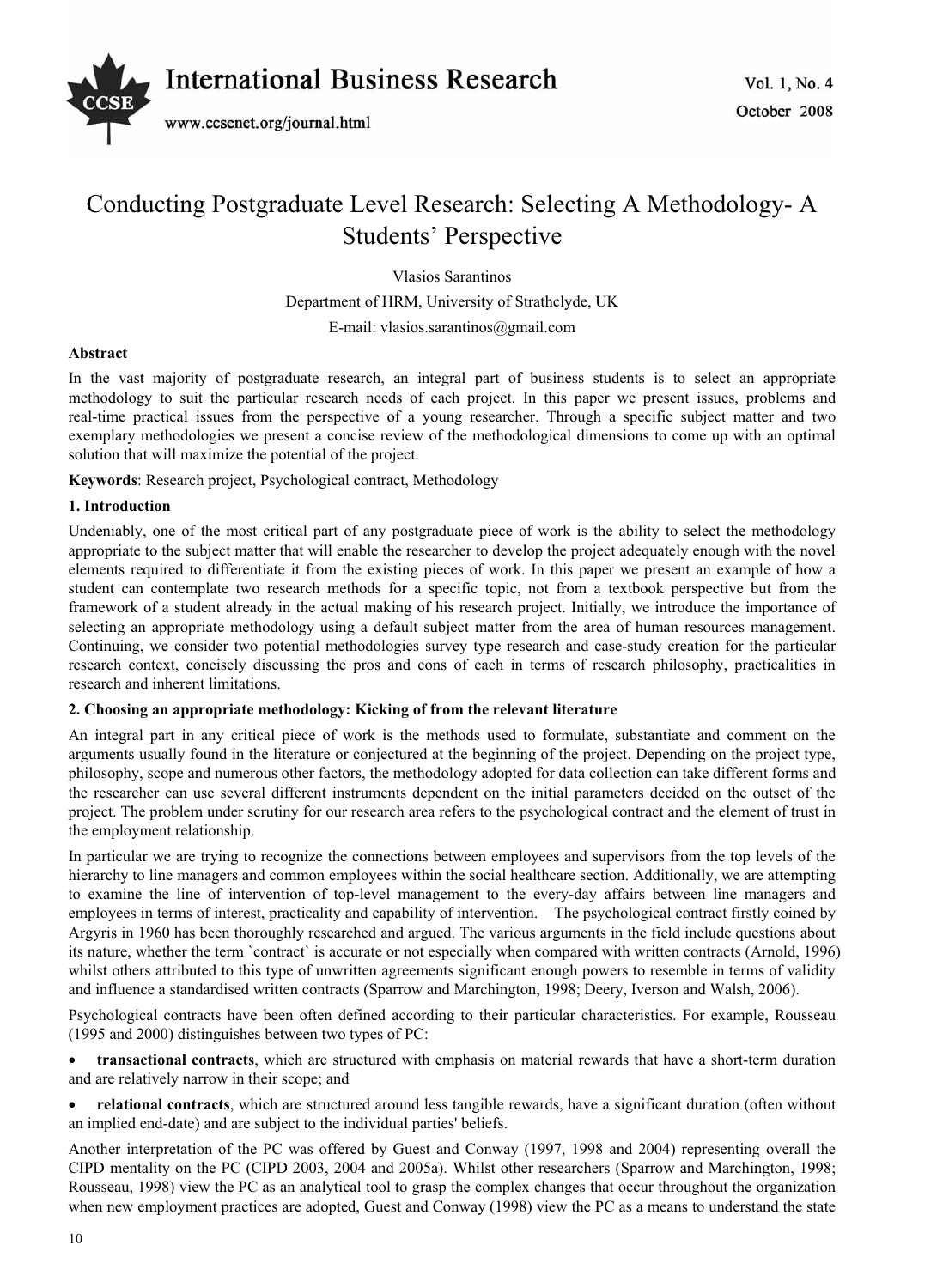# Conducting Postgraduate Level Research: Selecting A Methodology- A Students' Perspective

Vlasios Sarantinos

Department of HRM, University of Strathclyde, UK

E-mail: vlasios.sarantinos@gmail.com

**Abstract**

In the vast majority of postgraduate research, an integral part of business students is to select an appropriate methodology to suit the particular research needs of each project. In this paper we present issues, problems and real-time practical issues from the perspective of a young researcher. Through a specific subject matter and two exemplary methodologies we present a concise review of the methodological dimensions to come up with an optimal solution that will maximize the potential of the project.

**Keywords**: Research project, Psychological contract, Methodology

## 1. Introduction

Undeniably, one of the most critical part of any postgraduate piece of work is the ability to select the methodology appropriate to the subject matter that will enable the researcher to develop the project adequately enough with the novel elements required to differentiate it from the existing pieces of work. In this paper we present an example of how a student can contemplate two research methods for a specific topic, not from a textbook perspective but from the framework of a student already in the actual making of his research project. Initially, we introduce the importance of selecting an appropriate methodology using a default subject matter from the area of human resources management. Continuing, we consider two potential methodologies survey type research and case-study creation for the particular research context, concisely discussing the pros and cons of each in terms of research philosophy, practicalities in research and inherent limitations.

## 2. Choosing an appropriate methodology: Kicking of from the relevant literature

An integral part in any critical piece of work is the methods used to formulate, substantiate and comment on the arguments usually found in the literature or conjectured at the beginning of the project. Depending on the project type, philosophy, scope and numerous other factors, the methodology adopted for data collection can take different forms and the researcher can use several different instruments dependent on the initial parameters decided on the outset of the project. The problem under scrutiny for our research area refers to the psychological contract and the element of trust in the employment relationship.

In particular we are trying to recognize the connections between employees and supervisors from the top levels of the hierarchy to line managers and common employees within the social healthcare section. Additionally, we are attempting to examine the line of intervention of top-level management to the every-day affairs between line managers and employees in terms of interest, practicality and capability of intervention. The psychological contract firstly coined by Argyris in 1960 has been thoroughly researched and argued. The various arguments in the field include questions about its nature, whether the term `contract` is accurate or not especially when compared with written contracts (Arnold, 1996) whilst others attributed to this type of unwritten agreements significant enough powers to resemble in terms of validity and influence a standardised written contracts (Sparrow and Marchington, 1998; Deery, Iverson and Walsh, 2006).

Psychological contracts have been often defined according to their particular characteristics. For example, Rousseau (1995 and 2000) distinguishes between two types of PC:

- **transactional contracts**, which are structured with emphasis on material rewards that have a short-term duration and are relatively narrow in their scope; and
- **relational contracts**, which are structured around less tangible rewards, have a significant duration (often without an implied end-date) and are subject to the individual parties' beliefs.

Another interpretation of the PC was offered by Guest and Conway (1997, 1998 and 2004) representing overall the CIPD mentality on the PC (CIPD 2003, 2004 and 2005a). Whilst other researchers (Sparrow and Marchington, 1998; Rousseau, 1998) view the PC as an analytical tool to grasp the complex changes that occur throughout the organization when new employment practices are adopted, Guest and Conway (1998) view the PC as a means to understand the state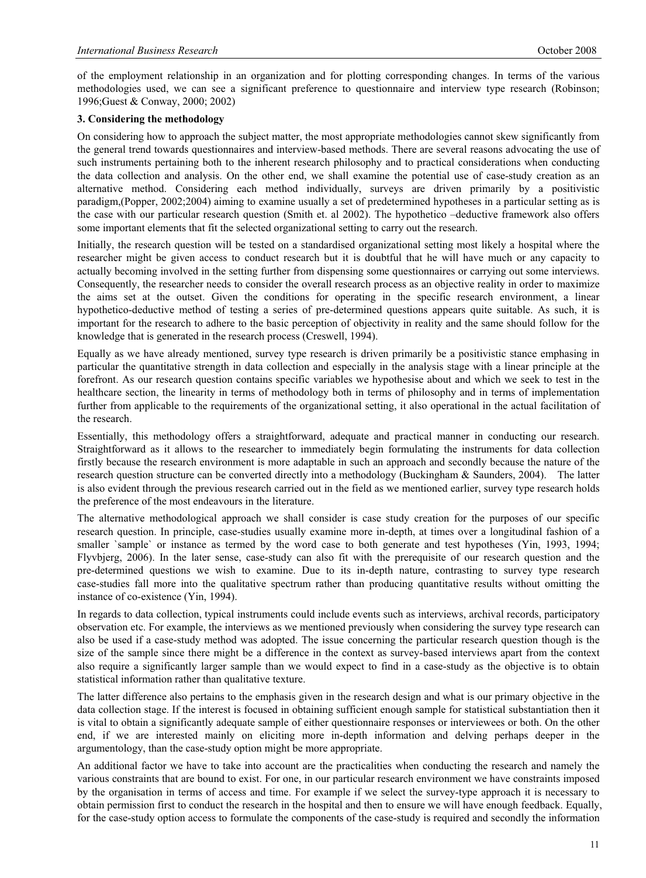of the employment relationship in an organization and for plotting corresponding changes. In terms of the various methodologies used, we can see a significant preference to questionnaire and interview type research (Robinson; 1996;Guest & Conway, 2000; 2002)

### 3. Considering the methodology

On considering how to approach the subject matter, the most appropriate methodologies cannot skew significantly from the general trend towards questionnaires and interview-based methods. There are several reasons advocating the use of such instruments pertaining both to the inherent research philosophy and to practical considerations when conducting the data collection and analysis. On the other end, we shall examine the potential use of case-study creation as an alternative method. Considering each method individually, surveys are driven primarily by a positivistic paradigm,(Popper, 2002;2004) aiming to examine usually a set of predetermined hypotheses in a particular setting as is the case with our particular research question (Smith et. al 2002). The hypothetico –deductive framework also offers some important elements that fit the selected organizational setting to carry out the research.

Initially, the research question will be tested on a standardised organizational setting most likely a hospital where the researcher might be given access to conduct research but it is doubtful that he will have much or any capacity to actually becoming involved in the setting further from dispensing some questionnaires or carrying out some interviews. Consequently, the researcher needs to consider the overall research process as an objective reality in order to maximize the aims set at the outset. Given the conditions for operating in the specific research environment, a linear hypothetico-deductive method of testing a series of pre-determined questions appears quite suitable. As such, it is important for the research to adhere to the basic perception of objectivity in reality and the same should follow for the knowledge that is generated in the research process (Creswell, 1994).

Equally as we have already mentioned, survey type research is driven primarily be a positivistic stance emphasing in particular the quantitative strength in data collection and especially in the analysis stage with a linear principle at the forefront. As our research question contains specific variables we hypothesise about and which we seek to test in the healthcare section, the linearity in terms of methodology both in terms of philosophy and in terms of implementation further from applicable to the requirements of the organizational setting, it also operational in the actual facilitation of the research.

Essentially, this methodology offers a straightforward, adequate and practical manner in conducting our research. Straightforward as it allows to the researcher to immediately begin formulating the instruments for data collection firstly because the research environment is more adaptable in such an approach and secondly because the nature of the research question structure can be converted directly into a methodology (Buckingham & Saunders, 2004). The latter is also evident through the previous research carried out in the field as we mentioned earlier, survey type research holds the preference of the most endeavours in the literature.

The alternative methodological approach we shall consider is case study creation for the purposes of our specific research question. In principle, case-studies usually examine more in-depth, at times over a longitudinal fashion of a smaller `sample` or instance as termed by the word case to both generate and test hypotheses (Yin, 1993, 1994; Flyvbjerg, 2006). In the later sense, case-study can also fit with the prerequisite of our research question and the pre-determined questions we wish to examine. Due to its in-depth nature, contrasting to survey type research case-studies fall more into the qualitative spectrum rather than producing quantitative results without omitting the instance of co-existence (Yin, 1994).

In regards to data collection, typical instruments could include events such as interviews, archival records, participatory observation etc. For example, the interviews as we mentioned previously when considering the survey type research can also be used if a case-study method was adopted. The issue concerning the particular research question though is the size of the sample since there might be a difference in the context as survey-based interviews apart from the context also require a significantly larger sample than we would expect to find in a case-study as the objective is to obtain statistical information rather than qualitative texture.

The latter difference also pertains to the emphasis given in the research design and what is our primary objective in the data collection stage. If the interest is focused in obtaining sufficient enough sample for statistical substantiation then it is vital to obtain a significantly adequate sample of either questionnaire responses or interviewees or both. On the other end, if we are interested mainly on eliciting more in-depth information and delving perhaps deeper in the argumentology, than the case-study option might be more appropriate.

An additional factor we have to take into account are the practicalities when conducting the research and namely the various constraints that are bound to exist. For one, in our particular research environment we have constraints imposed by the organisation in terms of access and time. For example if we select the survey-type approach it is necessary to obtain permission first to conduct the research in the hospital and then to ensure we will have enough feedback. Equally, for the case-study option access to formulate the components of the case-study is required and secondly the information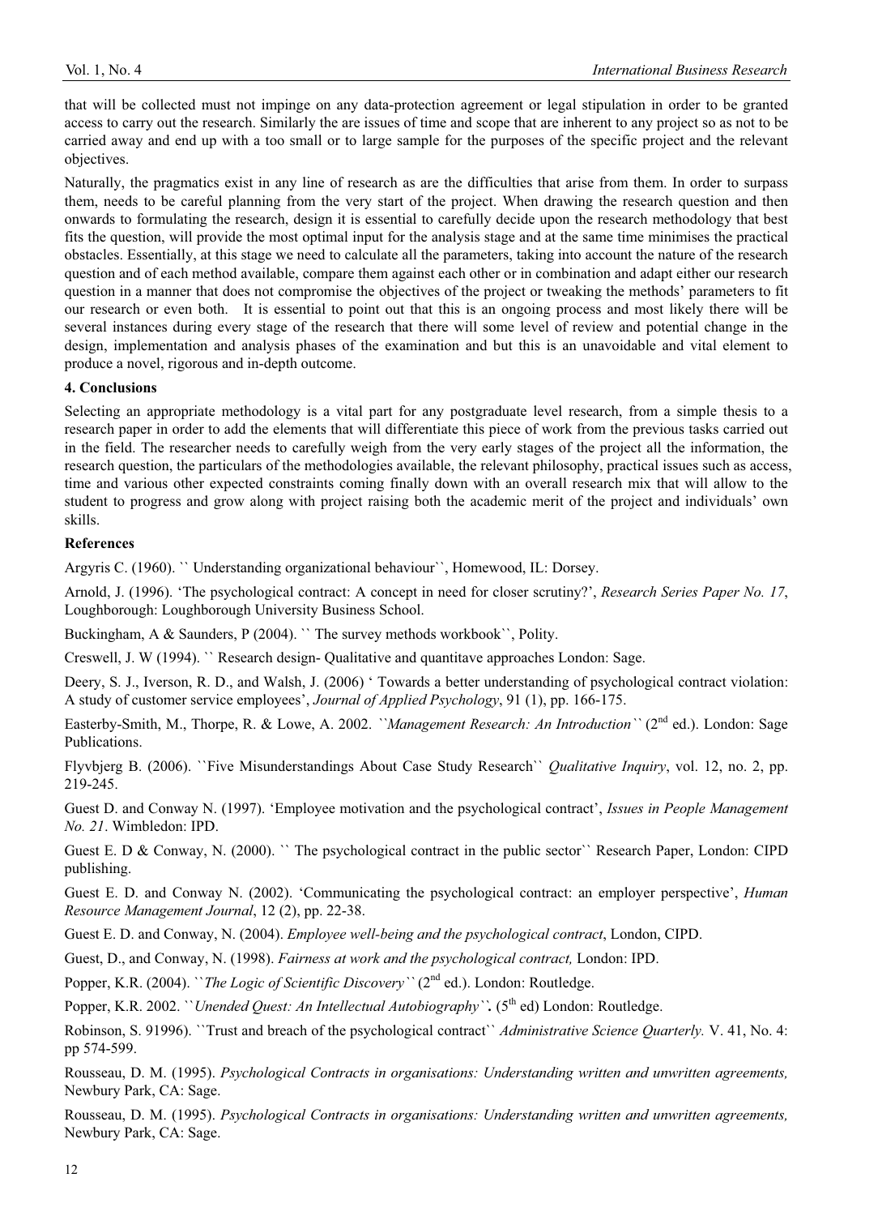that will be collected must not impinge on any data-protection agreement or legal stipulation in order to be granted access to carry out the research. Similarly the are issues of time and scope that are inherent to any project so as not to be carried away and end up with a too small or to large sample for the purposes of the specific project and the relevant objectives.

Naturally, the pragmatics exist in any line of research as are the difficulties that arise from them. In order to surpass them, needs to be careful planning from the very start of the project. When drawing the research question and then onwards to formulating the research, design it is essential to carefully decide upon the research methodology that best fits the question, will provide the most optimal input for the analysis stage and at the same time minimises the practical obstacles. Essentially, at this stage we need to calculate all the parameters, taking into account the nature of the research question and of each method available, compare them against each other or in combination and adapt either our research question in a manner that does not compromise the objectives of the project or tweaking the methods' parameters to fit our research or even both. It is essential to point out that this is an ongoing process and most likely there will be several instances during every stage of the research that there will some level of review and potential change in the design, implementation and analysis phases of the examination and but this is an unavoidable and vital element to produce a novel, rigorous and in-depth outcome.

## 4. Conclusions

Selecting an appropriate methodology is a vital part for any postgraduate level research, from a simple thesis to a research paper in order to add the elements that will differentiate this piece of work from the previous tasks carried out in the field. The researcher needs to carefully weigh from the very early stages of the project all the information, the research question, the particulars of the methodologies available, the relevant philosophy, practical issues such as access, time and various other expected constraints coming finally down with an overall research mix that will allow to the student to progress and grow along with project raising both the academic merit of the project and individuals' own skills.

## References

Argyris C. (1960). `` Understanding organizational behaviour``, Homewood, IL: Dorsey.

Arnold, J. (1996). 'The psychological contract: A concept in need for closer scrutiny?', *Research Series Paper No. 17*, Loughborough: Loughborough University Business School.

Buckingham, A & Saunders, P (2004). `` The survey methods workbook``, Polity.

Creswell, J. W (1994). `` Research design- Qualitative and quantitave approaches London: Sage.

Deery, S. J., Iverson, R. D., and Walsh, J. (2006) ' Towards a better understanding of psychological contract violation: A study of customer service employees', *Journal of Applied Psychology*, 91 (1), pp. 166-175.

Easterby-Smith, M., Thorpe, R. & Lowe, A. 2002. ``*Management Research: An Introduction*`` (2nd ed.). London: Sage Publications.

Flyvbjerg B. (2006). ``Five Misunderstandings About Case Study Research`` *Qualitative Inquiry*, vol. 12, no. 2, pp. 219-245.

Guest D. and Conway N. (1997). 'Employee motivation and the psychological contract', *Issues in People Management No. 21*. Wimbledon: IPD.

Guest E. D & Conway, N. (2000). `` The psychological contract in the public sector`` Research Paper, London: CIPD publishing.

Guest E. D. and Conway N. (2002). 'Communicating the psychological contract: an employer perspective', *Human Resource Management Journal*, 12 (2), pp. 22-38.

Guest E. D. and Conway, N. (2004). *Employee well-being and the psychological contract*, London, CIPD.

Guest, D., and Conway, N. (1998). *Fairness at work and the psychological contract,* London: IPD.

Popper, K.R. (2004). ``*The Logic of Scientific Discovery*`` (2nd ed.). London: Routledge.

Popper, K.R. 2002. ``*Unended Quest: An Intellectual Autobiography*``**.** (5th ed) London: Routledge.

Robinson, S. 91996). ``Trust and breach of the psychological contract`` *Administrative Science Quarterly.* V. 41, No. 4: pp 574-599.

Rousseau, D. M. (1995). *Psychological Contracts in organisations: Understanding written and unwritten agreements,* Newbury Park, CA: Sage.

Rousseau, D. M. (1995). *Psychological Contracts in organisations: Understanding written and unwritten agreements,* Newbury Park, CA: Sage.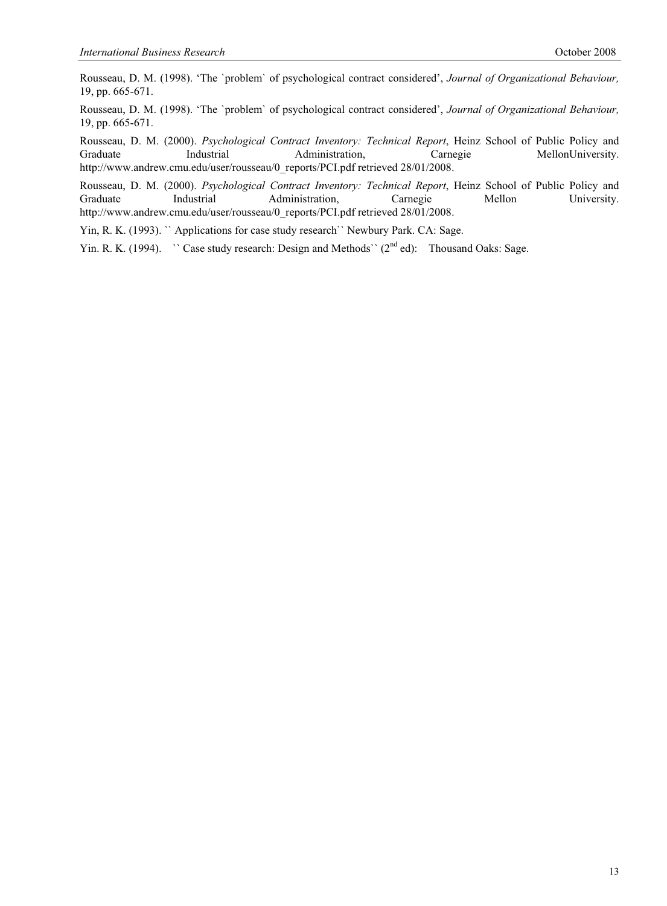Rousseau, D. M. (1998). 'The `problem` of psychological contract considered', *Journal of Organizational Behaviour,* 19, pp. 665-671.

Rousseau, D. M. (1998). 'The `problem` of psychological contract considered', *Journal of Organizational Behaviour,* 19, pp. 665-671.

Rousseau, D. M. (2000). *Psychological Contract Inventory: Technical Report*, Heinz School of Public Policy and Graduate Industrial Administration, Carnegie MellonUniversity. http://www.andrew.cmu.edu/user/rousseau/0_reports/PCI.pdf retrieved 28/01/2008.

Rousseau, D. M. (2000). *Psychological Contract Inventory: Technical Report*, Heinz School of Public Policy and Graduate Industrial Administration, Carnegie Mellon University. http://www.andrew.cmu.edu/user/rousseau/0_reports/PCI.pdf retrieved 28/01/2008.

Yin, R. K. (1993). `` Applications for case study research`` Newbury Park. CA: Sage.

Yin. R. K. (1994). `` Case study research: Design and Methods`` (2nd ed): Thousand Oaks: Sage.